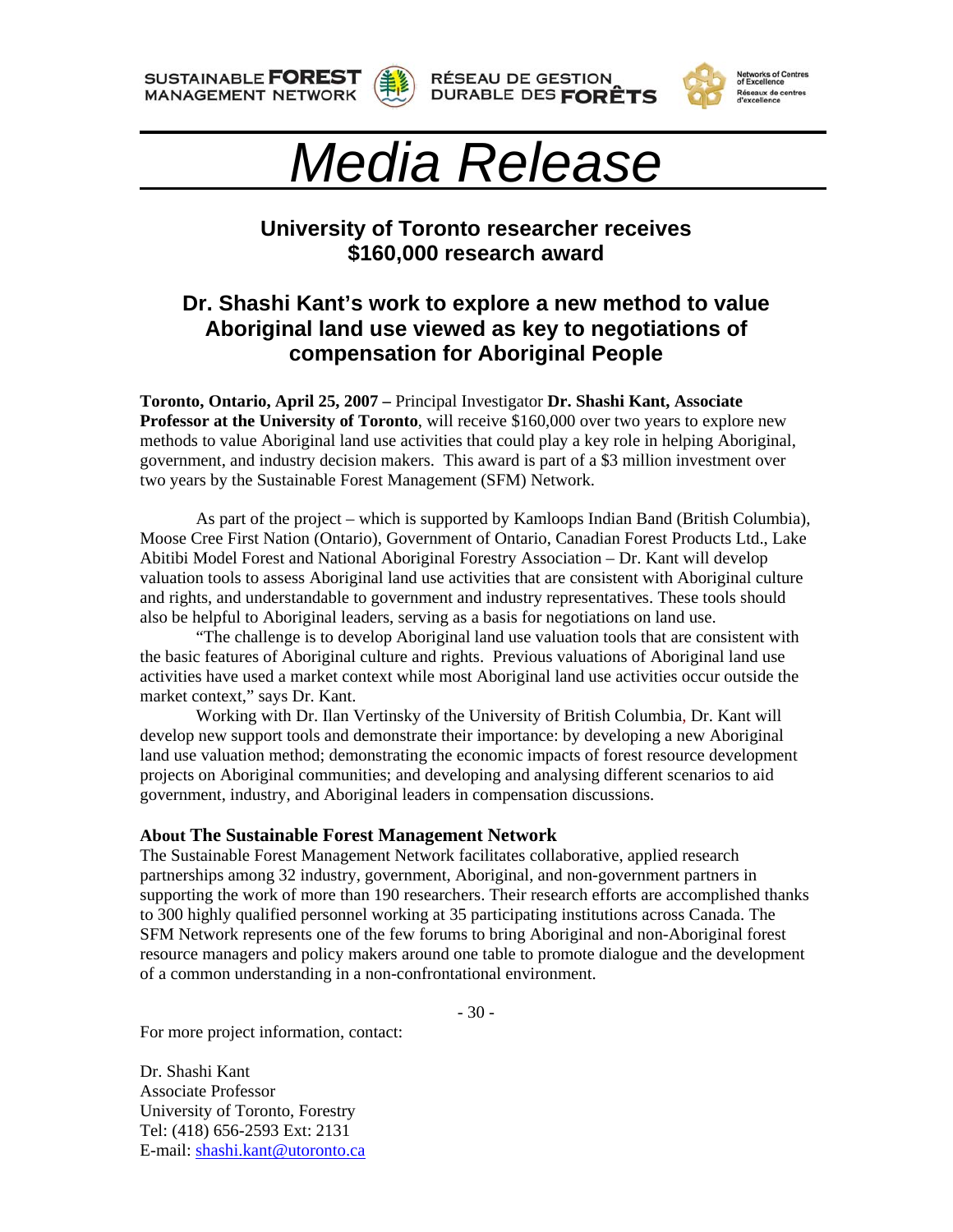SUSTAINABLE **FOREST** MANAGEMENT NETWORK

RÉSEAU DE GESTION DURABLE DES **FORÊTS**

Networks of Centres of Excellence
Réseaux de centres d'excellence

# *Media Release*

## University of Toronto researcher receives $160,000 research award

## Dr. Shashi Kant's work to explore a new method to value Aboriginal land use viewed as key to negotiations of compensation for Aboriginal People

**Toronto, Ontario, April 25, 2007 –** Principal Investigator **Dr. Shashi Kant, Associate Professor at the University of Toronto**, will receive $160,000 over two years to explore new methods to value Aboriginal land use activities that could play a key role in helping Aboriginal, government, and industry decision makers. This award is part of a $3 million investment over two years by the Sustainable Forest Management (SFM) Network.

As part of the project – which is supported by Kamloops Indian Band (British Columbia), Moose Cree First Nation (Ontario), Government of Ontario, Canadian Forest Products Ltd., Lake Abitibi Model Forest and National Aboriginal Forestry Association – Dr. Kant will develop valuation tools to assess Aboriginal land use activities that are consistent with Aboriginal culture and rights, and understandable to government and industry representatives. These tools should also be helpful to Aboriginal leaders, serving as a basis for negotiations on land use.

"The challenge is to develop Aboriginal land use valuation tools that are consistent with the basic features of Aboriginal culture and rights. Previous valuations of Aboriginal land use activities have used a market context while most Aboriginal land use activities occur outside the market context," says Dr. Kant.

Working with Dr. Ilan Vertinsky of the University of British Columbia, Dr. Kant will develop new support tools and demonstrate their importance: by developing a new Aboriginal land use valuation method; demonstrating the economic impacts of forest resource development projects on Aboriginal communities; and developing and analysing different scenarios to aid government, industry, and Aboriginal leaders in compensation discussions.

**About The Sustainable Forest Management Network**

The Sustainable Forest Management Network facilitates collaborative, applied research partnerships among 32 industry, government, Aboriginal, and non-government partners in supporting the work of more than 190 researchers. Their research efforts are accomplished thanks to 300 highly qualified personnel working at 35 participating institutions across Canada. The SFM Network represents one of the few forums to bring Aboriginal and non-Aboriginal forest resource managers and policy makers around one table to promote dialogue and the development of a common understanding in a non-confrontational environment.

\- 30 -

For more project information, contact:

Dr. Shashi Kant
Associate Professor
University of Toronto, Forestry
Tel: (418) 656-2593 Ext: 2131
E-mail: shashi.kant@utoronto.ca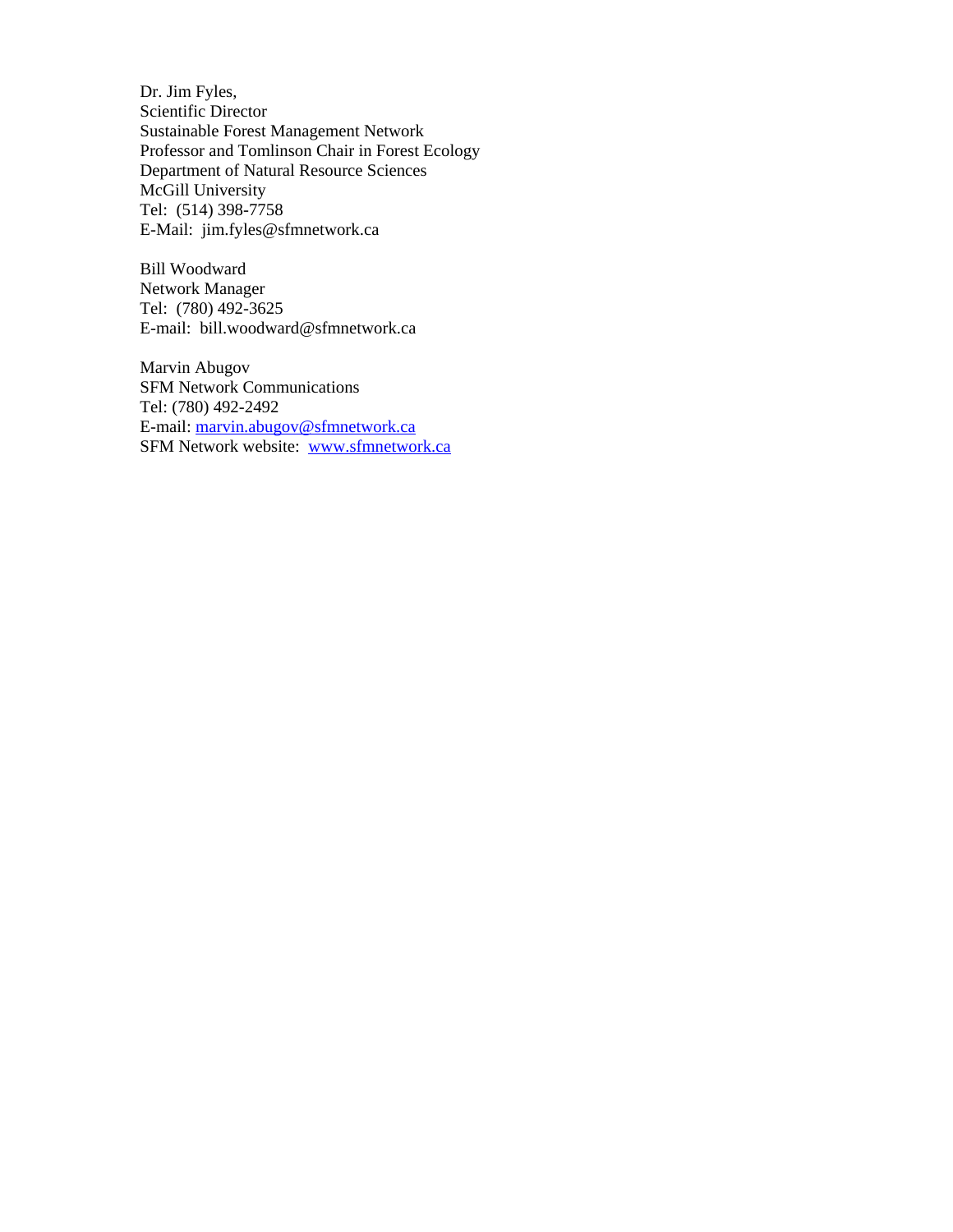Dr. Jim Fyles,
Scientific Director
Sustainable Forest Management Network
Professor and Tomlinson Chair in Forest Ecology
Department of Natural Resource Sciences
McGill University
Tel: (514) 398-7758
E-Mail: jim.fyles@sfmnetwork.ca

Bill Woodward
Network Manager
Tel: (780) 492-3625
E-mail: bill.woodward@sfmnetwork.ca

Marvin Abugov
SFM Network Communications
Tel: (780) 492-2492
E-mail: marvin.abugov@sfmnetwork.ca
SFM Network website: www.sfmnetwork.ca